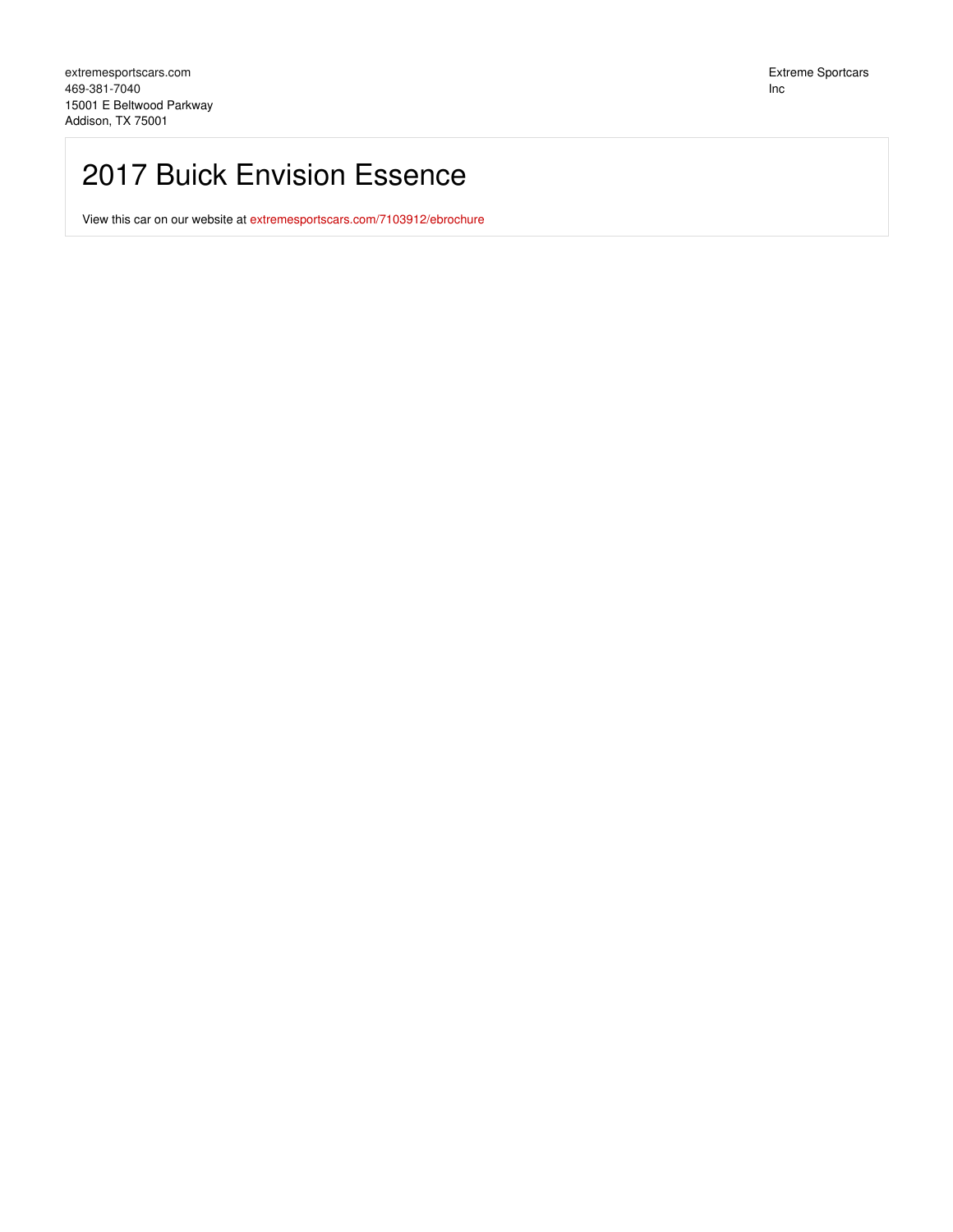extremesportscars.com
469-381-7040
15001 E Beltwood Parkway
Addison, TX 75001

Extreme Sportcars Inc

# 2017 Buick Envision Essence

View this car on our website at extremesportscars.com/7103912/ebrochure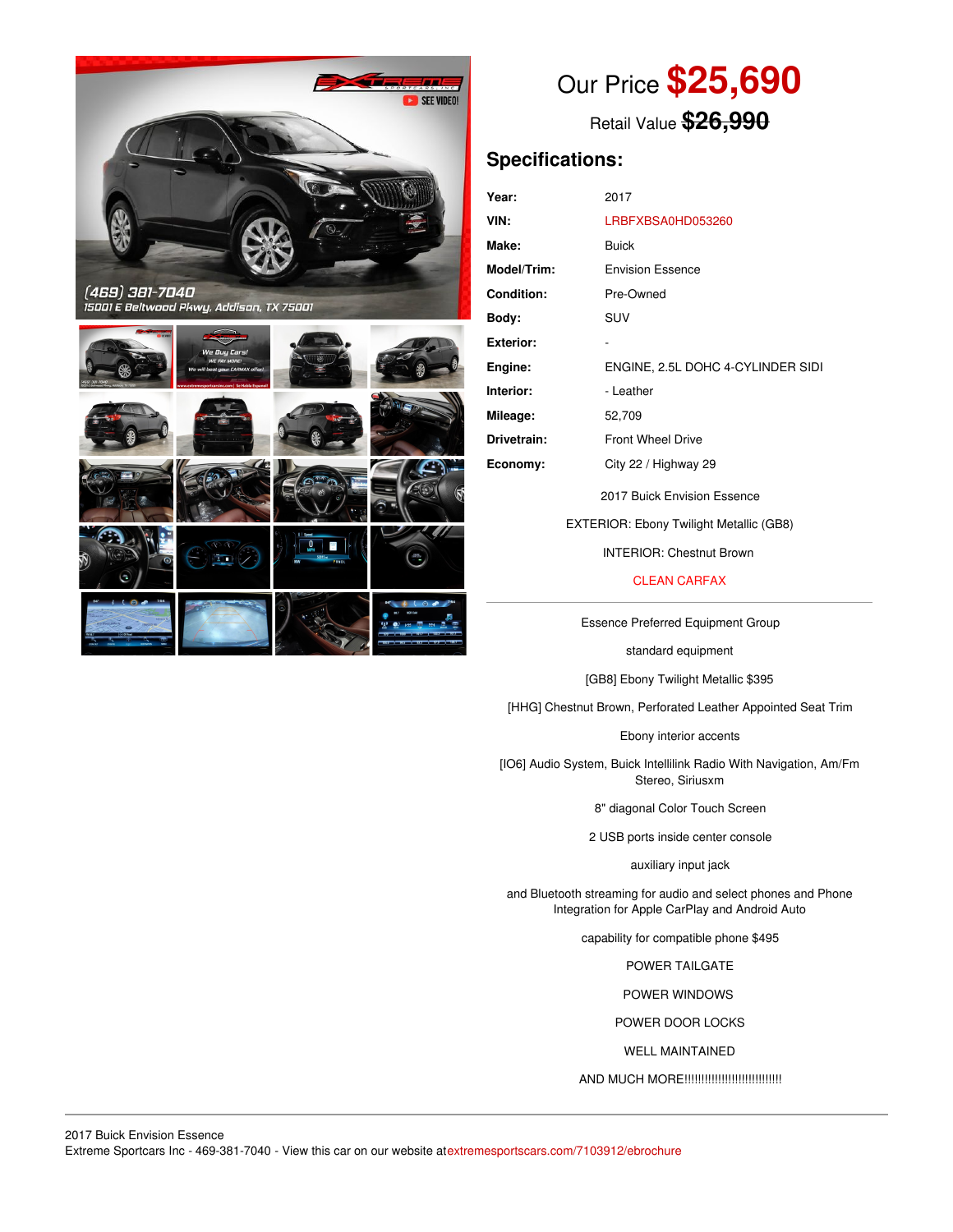Our Price **$25,690**

Retail Value ~~$26,990~~

## Specifications:

| | |
|---|---|
| **Year:** | 2017 |
| **VIN:** | LRBFXBSA0HD053260 |
| **Make:** | Buick |
| **Model/Trim:** | Envision Essence |
| **Condition:** | Pre-Owned |
| **Body:** | SUV |
| **Exterior:** | - |
| **Engine:** | ENGINE, 2.5L DOHC 4-CYLINDER SIDI |
| **Interior:** | - Leather |
| **Mileage:** | 52,709 |
| **Drivetrain:** | Front Wheel Drive |
| **Economy:** | City 22 / Highway 29 |

2017 Buick Envision Essence

EXTERIOR: Ebony Twilight Metallic (GB8)

INTERIOR: Chestnut Brown

CLEAN CARFAX

---

Essence Preferred Equipment Group

standard equipment

[GB8] Ebony Twilight Metallic $395

[HHG] Chestnut Brown, Perforated Leather Appointed Seat Trim

Ebony interior accents

[IO6] Audio System, Buick Intellilink Radio With Navigation, Am/Fm Stereo, Siriusxm

8" diagonal Color Touch Screen

2 USB ports inside center console

auxiliary input jack

and Bluetooth streaming for audio and select phones and Phone Integration for Apple CarPlay and Android Auto

capability for compatible phone $495

POWER TAILGATE

POWER WINDOWS

POWER DOOR LOCKS

WELL MAINTAINED

AND MUCH MORE!!!!!!!!!!!!!!!!!!!!!!!!!!!!

---

2017 Buick Envision Essence
Extreme Sportcars Inc - 469-381-7040 - View this car on our website atextremesportscars.com/7103912/ebrochure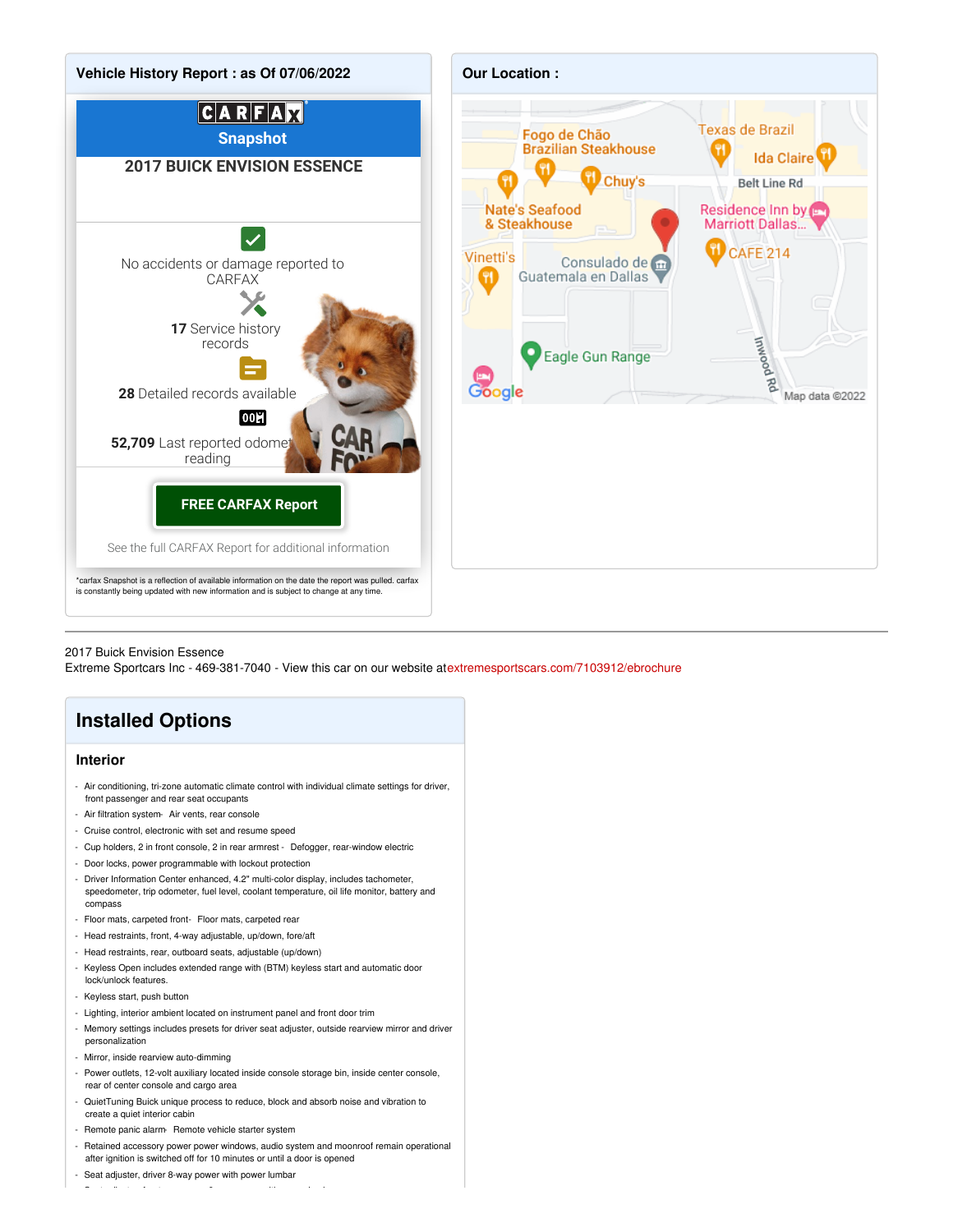## Vehicle History Report : as Of 07/06/2022

CARFAX Snapshot

**2017 BUICK ENVISION ESSENCE**

No accidents or damage reported to CARFAX

**17** Service history records

**28** Detailed records available

**52,709** Last reported odometer reading

**FREE CARFAX Report**

See the full CARFAX Report for additional information

*carfax Snapshot is a reflection of available information on the date the report was pulled. carfax is constantly being updated with new information and is subject to change at any time.

## Our Location :

Fogo de Chão Brazilian Steakhouse · Texas de Brazil · Ida Claire · Chuy's · Belt Line Rd · Nate's Seafood & Steakhouse · Residence Inn by Marriott Dallas... · CAFE 214 · Vinetti's · Consulado de Guatemala en Dallas · Eagle Gun Range · Inwood Rd · Map data ©2022

---

2017 Buick Envision Essence
Extreme Sportscars Inc - 469-381-7040 - View this car on our website atextremesportscars.com/7103912/ebrochure

# Installed Options

### Interior

- Air conditioning, tri-zone automatic climate control with individual climate settings for driver, front passenger and rear seat occupants
- Air filtration system- Air vents, rear console
- Cruise control, electronic with set and resume speed
- Cup holders, 2 in front console, 2 in rear armrest - Defogger, rear-window electric
- Door locks, power programmable with lockout protection
- Driver Information Center enhanced, 4.2" multi-color display, includes tachometer, speedometer, trip odometer, fuel level, coolant temperature, oil life monitor, battery and compass
- Floor mats, carpeted front- Floor mats, carpeted rear
- Head restraints, front, 4-way adjustable, up/down, fore/aft
- Head restraints, rear, outboard seats, adjustable (up/down)
- Keyless Open includes extended range with (BTM) keyless start and automatic door lock/unlock features.
- Keyless start, push button
- Lighting, interior ambient located on instrument panel and front door trim
- Memory settings includes presets for driver seat adjuster, outside rearview mirror and driver personalization
- Mirror, inside rearview auto-dimming
- Power outlets, 12-volt auxiliary located inside console storage bin, inside center console, rear of center console and cargo area
- QuietTuning Buick unique process to reduce, block and absorb noise and vibration to create a quiet interior cabin
- Remote panic alarm- Remote vehicle starter system
- Retained accessory power power windows, audio system and moonroof remain operational after ignition is switched off for 10 minutes or until a door is opened
- Seat adjuster, driver 8-way power with power lumbar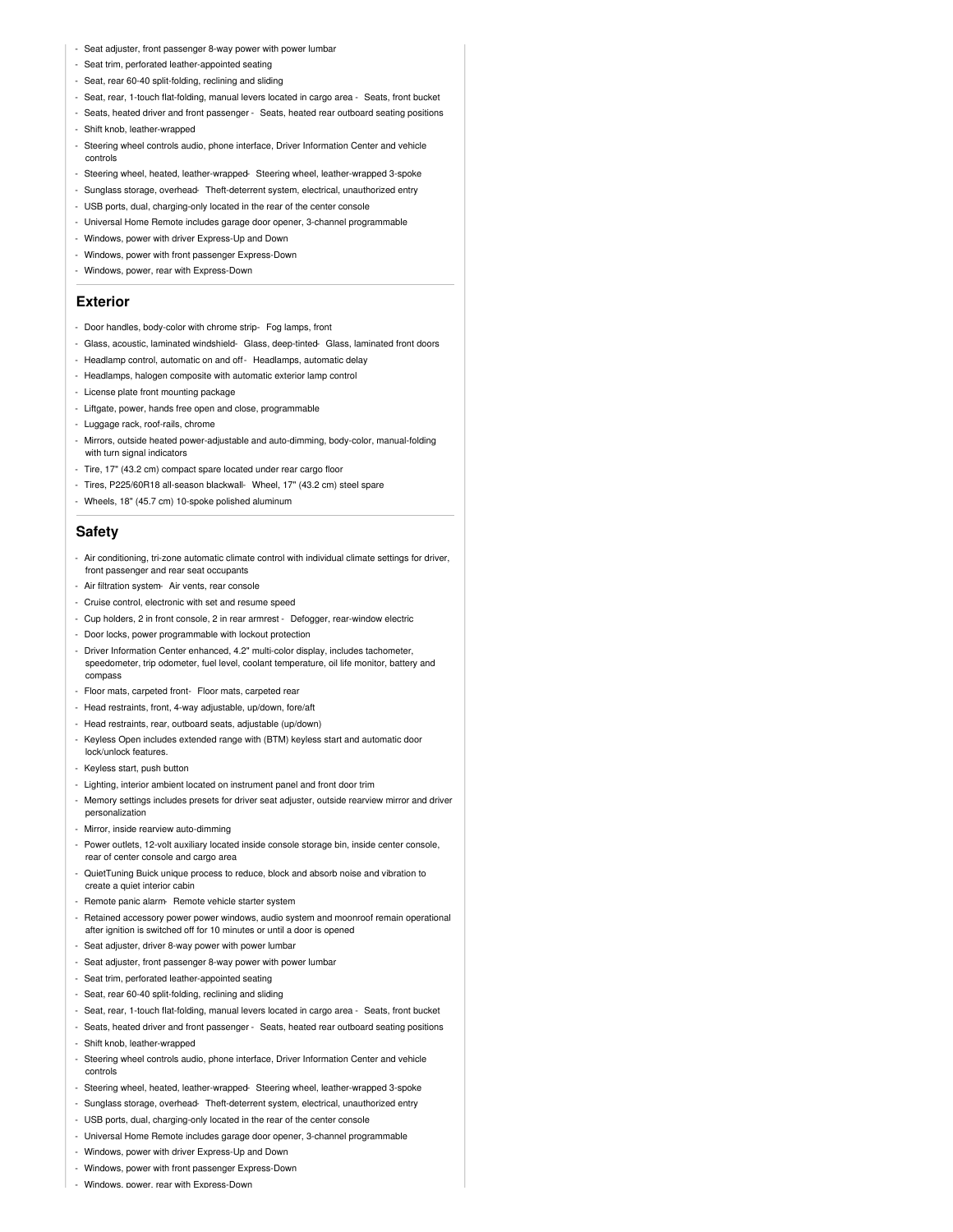- Seat adjuster, front passenger 8-way power with power lumbar
- Seat trim, perforated leather-appointed seating
- Seat, rear 60-40 split-folding, reclining and sliding
- Seat, rear, 1-touch flat-folding, manual levers located in cargo area - Seats, front bucket
- Seats, heated driver and front passenger - Seats, heated rear outboard seating positions
- Shift knob, leather-wrapped
- Steering wheel controls audio, phone interface, Driver Information Center and vehicle controls
- Steering wheel, heated, leather-wrapped- Steering wheel, leather-wrapped 3-spoke
- Sunglass storage, overhead- Theft-deterrent system, electrical, unauthorized entry
- USB ports, dual, charging-only located in the rear of the center console
- Universal Home Remote includes garage door opener, 3-channel programmable
- Windows, power with driver Express-Up and Down
- Windows, power with front passenger Express-Down
- Windows, power, rear with Express-Down

## Exterior

- Door handles, body-color with chrome strip- Fog lamps, front
- Glass, acoustic, laminated windshield- Glass, deep-tinted- Glass, laminated front doors
- Headlamp control, automatic on and off - Headlamps, automatic delay
- Headlamps, halogen composite with automatic exterior lamp control
- License plate front mounting package
- Liftgate, power, hands free open and close, programmable
- Luggage rack, roof-rails, chrome
- Mirrors, outside heated power-adjustable and auto-dimming, body-color, manual-folding with turn signal indicators
- Tire, 17" (43.2 cm) compact spare located under rear cargo floor
- Tires, P225/60R18 all-season blackwall- Wheel, 17" (43.2 cm) steel spare
- Wheels, 18" (45.7 cm) 10-spoke polished aluminum

## Safety

- Air conditioning, tri-zone automatic climate control with individual climate settings for driver, front passenger and rear seat occupants
- Air filtration system- Air vents, rear console
- Cruise control, electronic with set and resume speed
- Cup holders, 2 in front console, 2 in rear armrest - Defogger, rear-window electric
- Door locks, power programmable with lockout protection
- Driver Information Center enhanced, 4.2" multi-color display, includes tachometer, speedometer, trip odometer, fuel level, coolant temperature, oil life monitor, battery and compass
- Floor mats, carpeted front- Floor mats, carpeted rear
- Head restraints, front, 4-way adjustable, up/down, fore/aft
- Head restraints, rear, outboard seats, adjustable (up/down)
- Keyless Open includes extended range with (BTM) keyless start and automatic door lock/unlock features.
- Keyless start, push button
- Lighting, interior ambient located on instrument panel and front door trim
- Memory settings includes presets for driver seat adjuster, outside rearview mirror and driver personalization
- Mirror, inside rearview auto-dimming
- Power outlets, 12-volt auxiliary located inside console storage bin, inside center console, rear of center console and cargo area
- QuietTuning Buick unique process to reduce, block and absorb noise and vibration to create a quiet interior cabin
- Remote panic alarm- Remote vehicle starter system
- Retained accessory power power windows, audio system and moonroof remain operational after ignition is switched off for 10 minutes or until a door is opened
- Seat adjuster, driver 8-way power with power lumbar
- Seat adjuster, front passenger 8-way power with power lumbar
- Seat trim, perforated leather-appointed seating
- Seat, rear 60-40 split-folding, reclining and sliding
- Seat, rear, 1-touch flat-folding, manual levers located in cargo area - Seats, front bucket
- Seats, heated driver and front passenger - Seats, heated rear outboard seating positions
- Shift knob, leather-wrapped
- Steering wheel controls audio, phone interface, Driver Information Center and vehicle controls
- Steering wheel, heated, leather-wrapped- Steering wheel, leather-wrapped 3-spoke
- Sunglass storage, overhead- Theft-deterrent system, electrical, unauthorized entry
- USB ports, dual, charging-only located in the rear of the center console
- Universal Home Remote includes garage door opener, 3-channel programmable
- Windows, power with driver Express-Up and Down
- Windows, power with front passenger Express-Down
- Windows, power, rear with Express-Down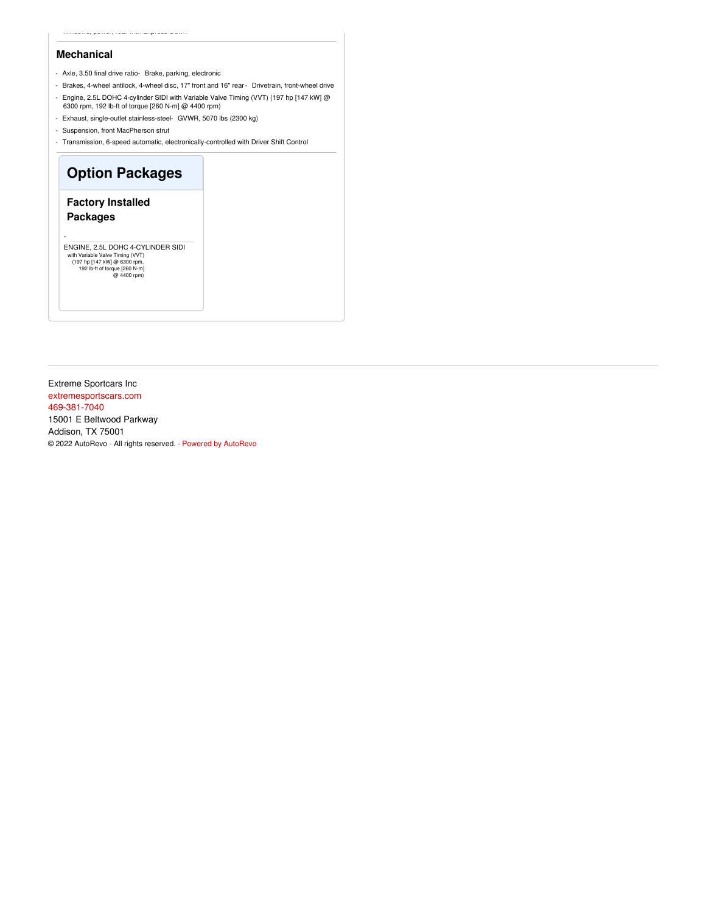## Mechanical

- Axle, 3.50 final drive ratio
- Brake, parking, electronic
- Brakes, 4-wheel antilock, 4-wheel disc, 17" front and 16" rear
- Drivetrain, front-wheel drive
- Engine, 2.5L DOHC 4-cylinder SIDI with Variable Valve Timing (VVT) (197 hp [147 kW] @ 6300 rpm, 192 lb-ft of torque [260 N-m] @ 4400 rpm)
- Exhaust, single-outlet stainless-steel
- GVWR, 5070 lbs (2300 kg)
- Suspension, front MacPherson strut
- Transmission, 6-speed automatic, electronically-controlled with Driver Shift Control

## Option Packages

### Factory Installed Packages

-

ENGINE, 2.5L DOHC 4-CYLINDER SIDI with Variable Valve Timing (VVT) (197 hp [147 kW] @ 6300 rpm, 192 lb-ft of torque [260 N-m] @ 4400 rpm)

Extreme Sportcars Inc
extremesportscars.com
469-381-7040
15001 E Beltwood Parkway
Addison, TX 75001
© 2022 AutoRevo - All rights reserved. - Powered by AutoRevo